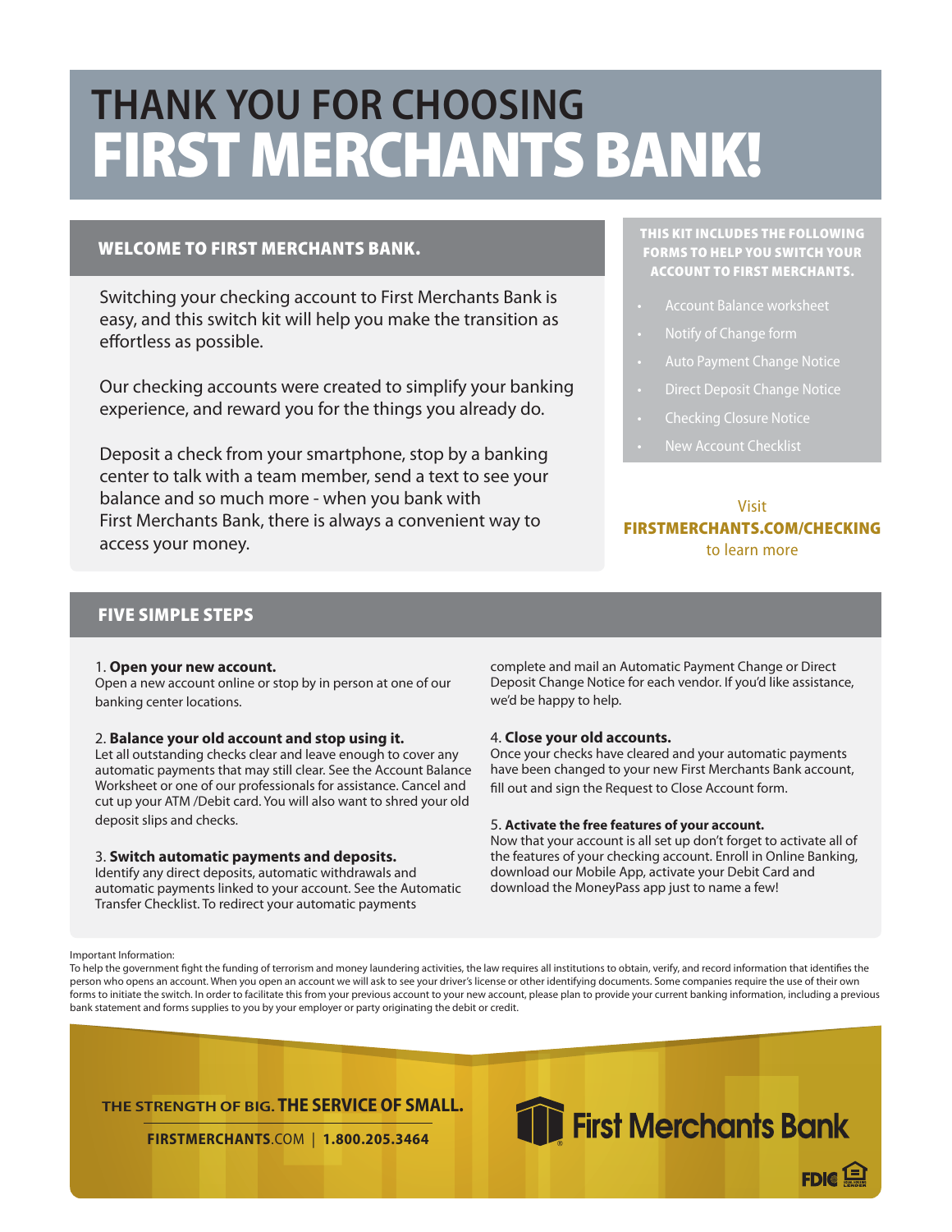# THANK YOU FOR CHOOSING FIRST MERCHANTS BANK!

## WELCOME TO FIRST MERCHANTS BANK.

Switching your checking account to First Merchants Bank is easy, and this switch kit will help you make the transition as effortless as possible.

Our checking accounts were created to simplify your banking experience, and reward you for the things you already do.

Deposit a check from your smartphone, stop by a banking center to talk with a team member, send a text to see your balance and so much more - when you bank with First Merchants Bank, there is always a convenient way to access your money.

**THIS KIT INCLUDES THE FOLLOWING FORMS TO HELP YOU SWITCH YOUR ACCOUNT TO FIRST MERCHANTS.**

- Account Balance worksheet
- Notify of Change form
- Auto Payment Change Notice
- Direct Deposit Change Notice
- Checking Closure Notice
- New Account Checklist

Visit **FIRSTMERCHANTS.COM/CHECKING** to learn more

## FIVE SIMPLE STEPS

1. **Open your new account.**
Open a new account online or stop by in person at one of our banking center locations.

2. **Balance your old account and stop using it.**
Let all outstanding checks clear and leave enough to cover any automatic payments that may still clear. See the Account Balance Worksheet or one of our professionals for assistance. Cancel and cut up your ATM /Debit card. You will also want to shred your old deposit slips and checks.

3. **Switch automatic payments and deposits.**
Identify any direct deposits, automatic withdrawals and automatic payments linked to your account. See the Automatic Transfer Checklist. To redirect your automatic payments complete and mail an Automatic Payment Change or Direct Deposit Change Notice for each vendor. If you'd like assistance, we'd be happy to help.

4. **Close your old accounts.**
Once your checks have cleared and your automatic payments have been changed to your new First Merchants Bank account, fill out and sign the Request to Close Account form.

5. **Activate the free features of your account.**
Now that your account is all set up don't forget to activate all of the features of your checking account. Enroll in Online Banking, download our Mobile App, activate your Debit Card and download the MoneyPass app just to name a few!

Important Information:
To help the government fight the funding of terrorism and money laundering activities, the law requires all institutions to obtain, verify, and record information that identifies the person who opens an account. When you open an account we will ask to see your driver's license or other identifying documents. Some companies require the use of their own forms to initiate the switch. In order to facilitate this from your previous account to your new account, please plan to provide your current banking information, including a previous bank statement and forms supplies to you by your employer or party originating the debit or credit.

THE STRENGTH OF BIG. **THE SERVICE OF SMALL.**

**FIRSTMERCHANTS**.COM | **1.800.205.3464**

First Merchants Bank

FDIC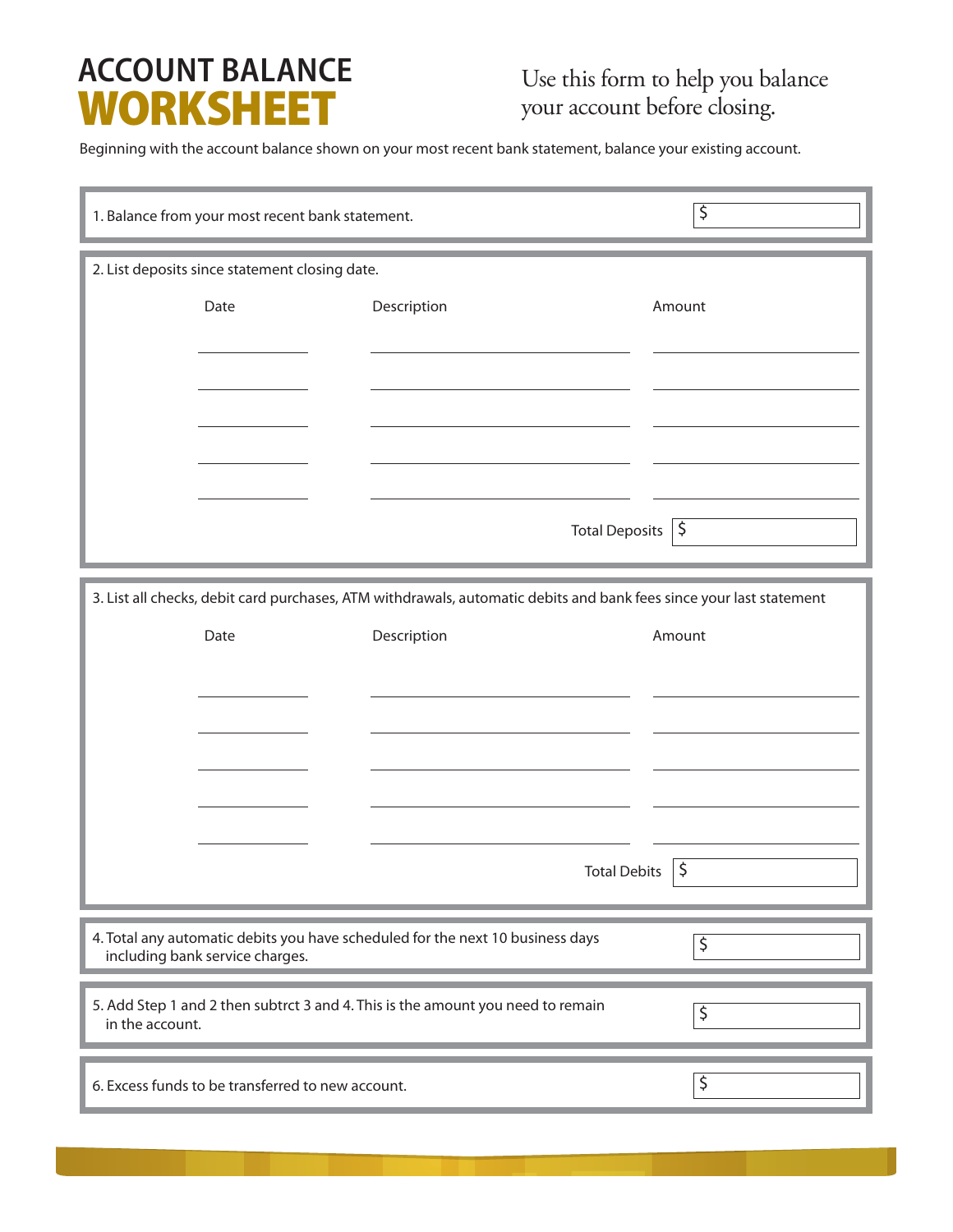# ACCOUNT BALANCE WORKSHEET

Use this form to help you balance your account before closing.

Beginning with the account balance shown on your most recent bank statement, balance your existing account.

1. Balance from your most recent bank statement. $ ____________

2. List deposits since statement closing date.

| Date | Description | Amount |
|---|---|---|
| | | |
| | | |
| | | |
| | | |
| | | |

Total Deposits $ ____________

3. List all checks, debit card purchases, ATM withdrawals, automatic debits and bank fees since your last statement

| Date | Description | Amount |
|---|---|---|
| | | |
| | | |
| | | |
| | | |
| | | |

Total Debits $ ____________

4. Total any automatic debits you have scheduled for the next 10 business days including bank service charges. $ ____________

5. Add Step 1 and 2 then subtrct 3 and 4. This is the amount you need to remain in the account. $ ____________

6. Excess funds to be transferred to new account. $ ____________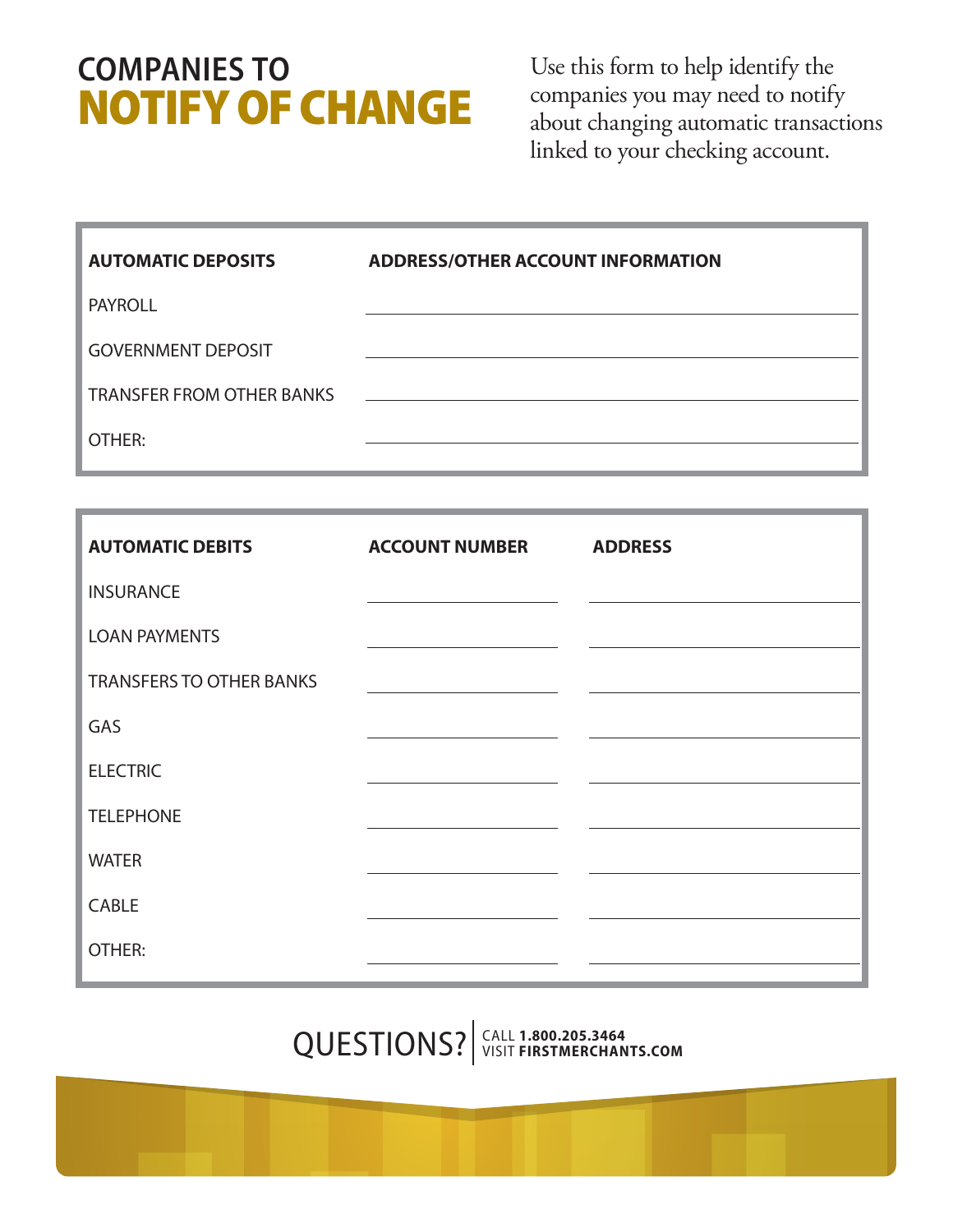# COMPANIES TO NOTIFY OF CHANGE

Use this form to help identify the companies you may need to notify about changing automatic transactions linked to your checking account.

| AUTOMATIC DEPOSITS | ADDRESS/OTHER ACCOUNT INFORMATION |
| --- | --- |
| PAYROLL | |
| GOVERNMENT DEPOSIT | |
| TRANSFER FROM OTHER BANKS | |
| OTHER: | |

| AUTOMATIC DEBITS | ACCOUNT NUMBER | ADDRESS |
| --- | --- | --- |
| INSURANCE | | |
| LOAN PAYMENTS | | |
| TRANSFERS TO OTHER BANKS | | |
| GAS | | |
| ELECTRIC | | |
| TELEPHONE | | |
| WATER | | |
| CABLE | | |
| OTHER: | | |

QUESTIONS? CALL **1.800.205.3464** VISIT **FIRSTMERCHANTS.COM**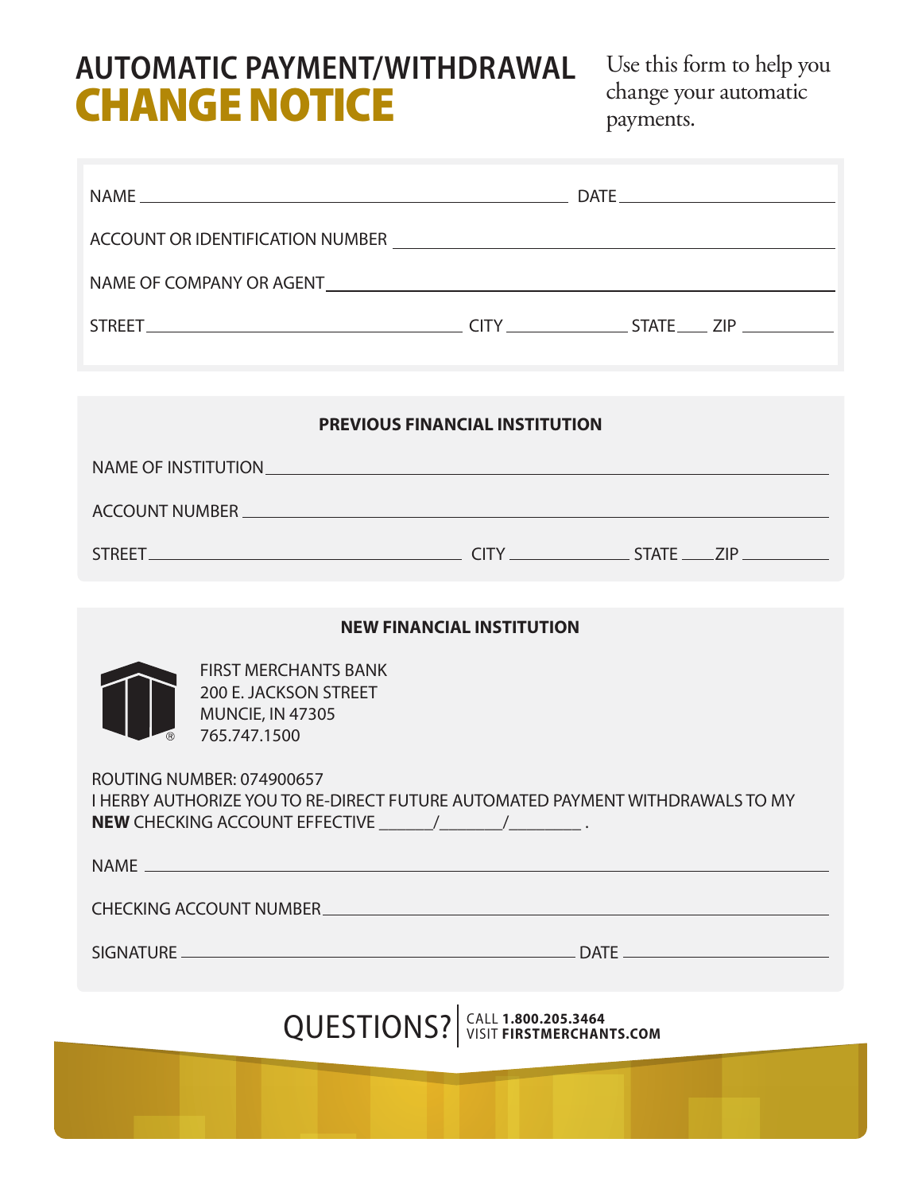# AUTOMATIC PAYMENT/WITHDRAWAL CHANGE NOTICE

Use this form to help you change your automatic payments.

NAME ______________________________ DATE ______________

ACCOUNT OR IDENTIFICATION NUMBER ______________________________

NAME OF COMPANY OR AGENT ______________________________

STREET ______________________ CITY __________ STATE ____ ZIP ________

## PREVIOUS FINANCIAL INSTITUTION

NAME OF INSTITUTION ______________________________

ACCOUNT NUMBER ______________________________

STREET ______________________ CITY __________ STATE ____ ZIP ________

## NEW FINANCIAL INSTITUTION

FIRST MERCHANTS BANK
200 E. JACKSON STREET
MUNCIE, IN 47305
765.747.1500

ROUTING NUMBER: 074900657
I HERBY AUTHORIZE YOU TO RE-DIRECT FUTURE AUTOMATED PAYMENT WITHDRAWALS TO MY **NEW** CHECKING ACCOUNT EFFECTIVE ______/_______/________ .

NAME ______________________________

CHECKING ACCOUNT NUMBER ______________________________

SIGNATURE ______________________________ DATE ______________

QUESTIONS? CALL **1.800.205.3464** VISIT **FIRSTMERCHANTS.COM**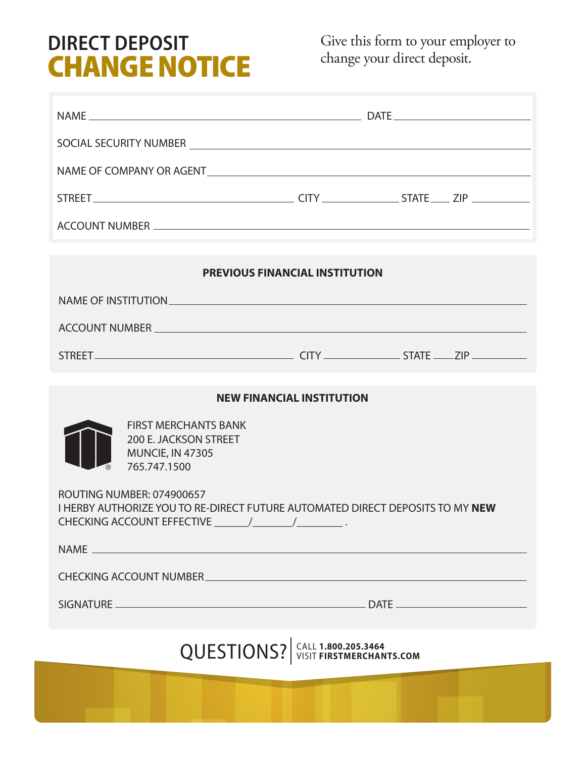# DIRECT DEPOSIT CHANGE NOTICE

Give this form to your employer to change your direct deposit.

NAME ______________________________ DATE ______________

SOCIAL SECURITY NUMBER ______________________________

NAME OF COMPANY OR AGENT ______________________________

STREET ______________________ CITY ____________ STATE ____ ZIP ________

ACCOUNT NUMBER ______________________________

## PREVIOUS FINANCIAL INSTITUTION

NAME OF INSTITUTION ______________________________

ACCOUNT NUMBER ______________________________

STREET ______________________ CITY ____________ STATE ____ ZIP ________

## NEW FINANCIAL INSTITUTION

FIRST MERCHANTS BANK
200 E. JACKSON STREET
MUNCIE, IN 47305
765.747.1500

ROUTING NUMBER: 074900657

I HERBY AUTHORIZE YOU TO RE-DIRECT FUTURE AUTOMATED DIRECT DEPOSITS TO MY **NEW** CHECKING ACCOUNT EFFECTIVE ______/_______/________ .

NAME ______________________________

CHECKING ACCOUNT NUMBER ______________________________

SIGNATURE ______________________________ DATE ______________

QUESTIONS? CALL **1.800.205.3464** VISIT **FIRSTMERCHANTS.COM**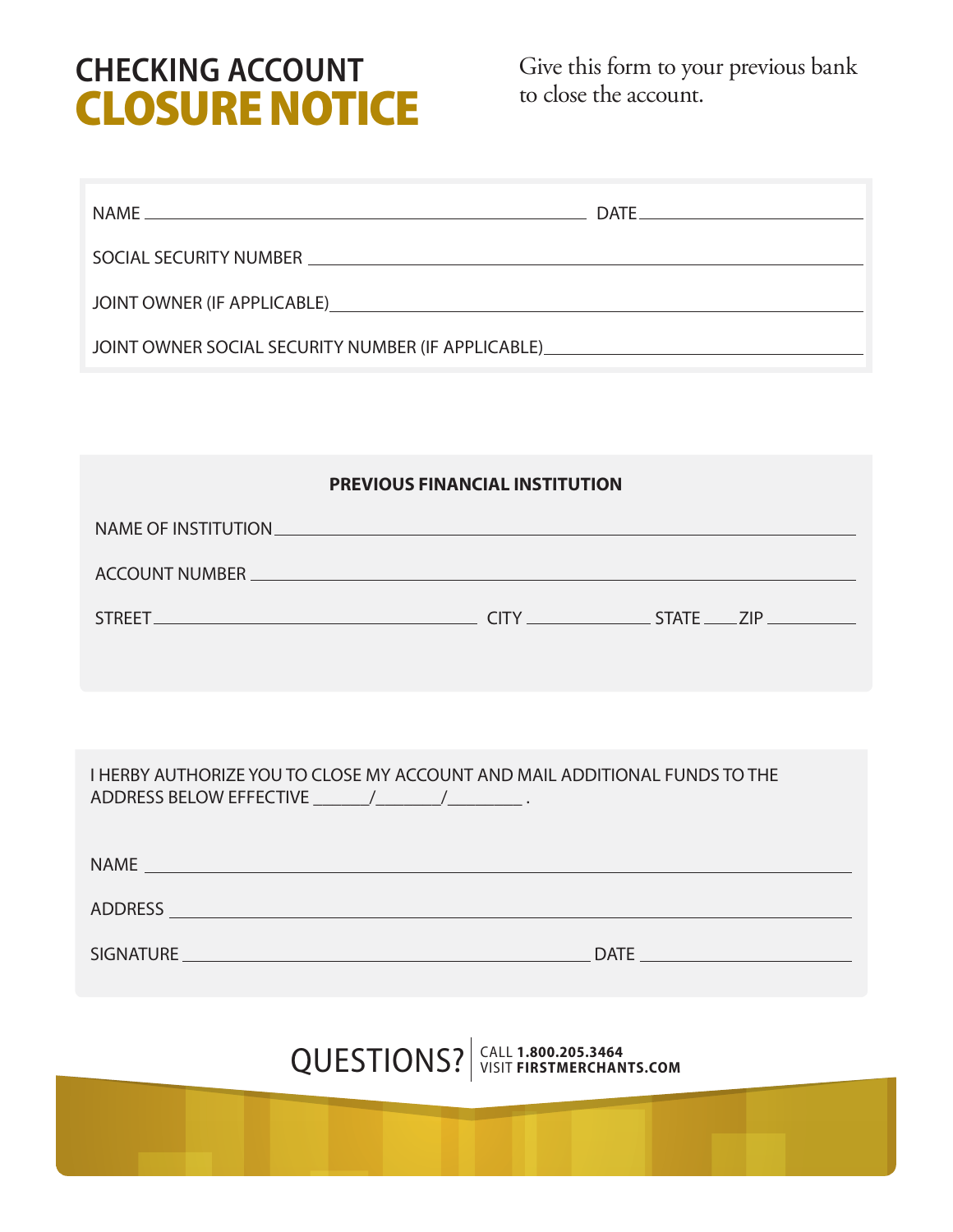# CHECKING ACCOUNT
# CLOSURE NOTICE

Give this form to your previous bank to close the account.

NAME ______________________________ DATE ______________

SOCIAL SECURITY NUMBER ______________________________

JOINT OWNER (IF APPLICABLE) ______________________________

JOINT OWNER SOCIAL SECURITY NUMBER (IF APPLICABLE) ______________________________

**PREVIOUS FINANCIAL INSTITUTION**

NAME OF INSTITUTION ______________________________

ACCOUNT NUMBER ______________________________

STREET ____________________ CITY ____________ STATE ____ ZIP __________

I HERBY AUTHORIZE YOU TO CLOSE MY ACCOUNT AND MAIL ADDITIONAL FUNDS TO THE ADDRESS BELOW EFFECTIVE ______/_______/________ .

NAME ______________________________

ADDRESS ______________________________

SIGNATURE ______________________________ DATE ______________

QUESTIONS? CALL **1.800.205.3464** VISIT **FIRSTMERCHANTS.COM**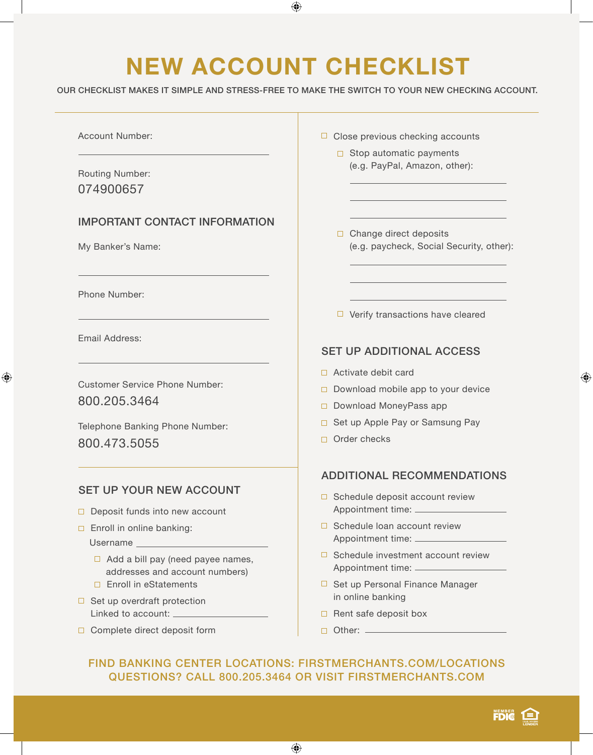# NEW ACCOUNT CHECKLIST

OUR CHECKLIST MAKES IT SIMPLE AND STRESS-FREE TO MAKE THE SWITCH TO YOUR NEW CHECKING ACCOUNT.

Account Number: ______________________

Routing Number:
074900657

## IMPORTANT CONTACT INFORMATION

My Banker's Name: ______________________

Phone Number: ______________________

Email Address: ______________________

Customer Service Phone Number:
800.205.3464

Telephone Banking Phone Number:
800.473.5055

## SET UP YOUR NEW ACCOUNT

- ☐ Deposit funds into new account
- ☐ Enroll in online banking:
  Username ______________________
  - ☐ Add a bill pay (need payee names, addresses and account numbers)
  - ☐ Enroll in eStatements
- ☐ Set up overdraft protection
  Linked to account: ______________________
- ☐ Complete direct deposit form

---

- ☐ Close previous checking accounts
  - ☐ Stop automatic payments (e.g. PayPal, Amazon, other):
    ______________________
    ______________________
    ______________________
  - ☐ Change direct deposits (e.g. paycheck, Social Security, other):
    ______________________
    ______________________
    ______________________
  - ☐ Verify transactions have cleared

## SET UP ADDITIONAL ACCESS

- ☐ Activate debit card
- ☐ Download mobile app to your device
- ☐ Download MoneyPass app
- ☐ Set up Apple Pay or Samsung Pay
- ☐ Order checks

## ADDITIONAL RECOMMENDATIONS

- ☐ Schedule deposit account review
  Appointment time: ______________________
- ☐ Schedule loan account review
  Appointment time: ______________________
- ☐ Schedule investment account review
  Appointment time: ______________________
- ☐ Set up Personal Finance Manager in online banking
- ☐ Rent safe deposit box
- ☐ Other: ______________________

FIND BANKING CENTER LOCATIONS: FIRSTMERCHANTS.COM/LOCATIONS
QUESTIONS? CALL 800.205.3464 OR VISIT FIRSTMERCHANTS.COM

MEMBER FDIC EQUAL HOUSING LENDER